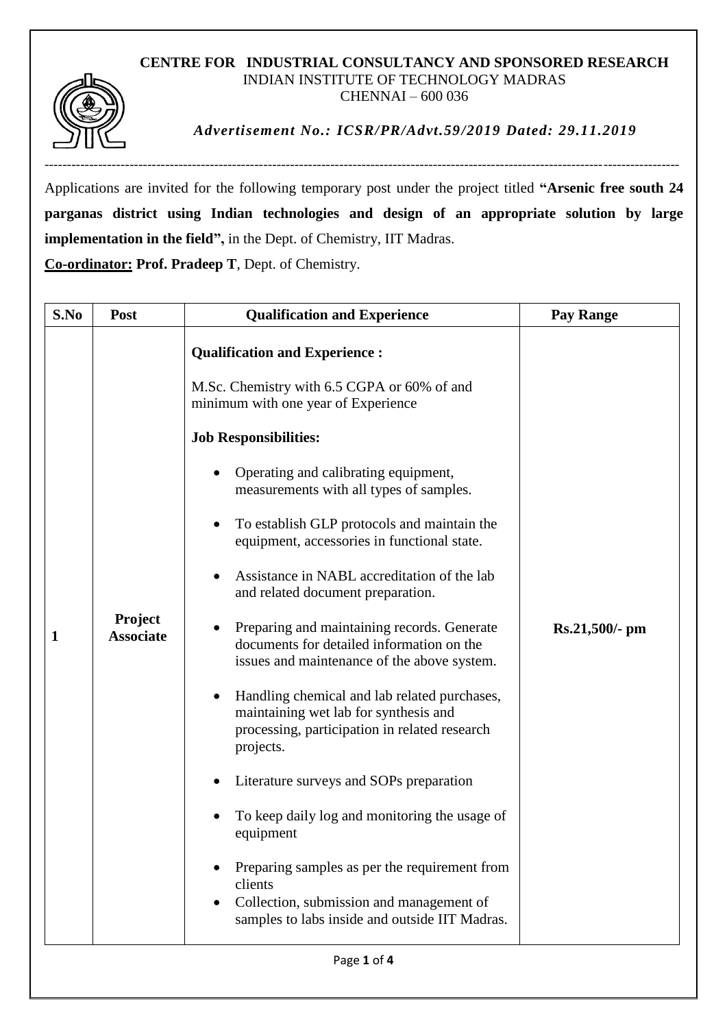**CENTRE FOR INDUSTRIAL CONSULTANCY AND SPONSORED RESEARCH**
INDIAN INSTITUTE OF TECHNOLOGY MADRAS
CHENNAI – 600 036

***Advertisement No.: ICSR/PR/Advt.59/2019 Dated: 29.11.2019***

---

Applications are invited for the following temporary post under the project titled **"Arsenic free south 24 parganas district using Indian technologies and design of an appropriate solution by large implementation in the field",** in the Dept. of Chemistry, IIT Madras.

**Co-ordinator:** **Prof. Pradeep T**, Dept. of Chemistry.

| S.No | Post | Qualification and Experience | Pay Range |
|---|---|---|---|
| 1 | **Project Associate** | **Qualification and Experience :**<br><br>M.Sc. Chemistry with 6.5 CGPA or 60% of and minimum with one year of Experience<br><br>**Job Responsibilities:**<br><br>• Operating and calibrating equipment, measurements with all types of samples.<br>• To establish GLP protocols and maintain the equipment, accessories in functional state.<br>• Assistance in NABL accreditation of the lab and related document preparation.<br>• Preparing and maintaining records. Generate documents for detailed information on the issues and maintenance of the above system.<br>• Handling chemical and lab related purchases, maintaining wet lab for synthesis and processing, participation in related research projects.<br>• Literature surveys and SOPs preparation<br>• To keep daily log and monitoring the usage of equipment<br>• Preparing samples as per the requirement from clients<br>• Collection, submission and management of samples to labs inside and outside IIT Madras. | **Rs.21,500/- pm** |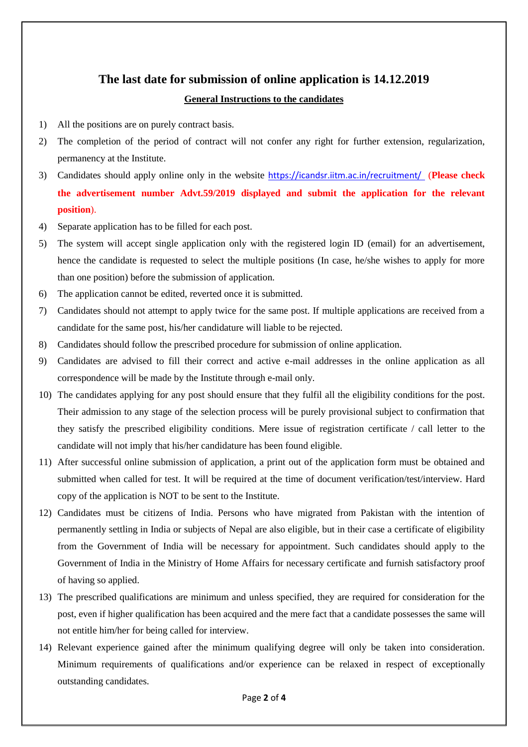# The last date for submission of online application is 14.12.2019

## General Instructions to the candidates

1) All the positions are on purely contract basis.
2) The completion of the period of contract will not confer any right for further extension, regularization, permanency at the Institute.
3) Candidates should apply online only in the website https://icandsr.iitm.ac.in/recruitment/ (**Please check the advertisement number Advt.59/2019 displayed and submit the application for the relevant position**).
4) Separate application has to be filled for each post.
5) The system will accept single application only with the registered login ID (email) for an advertisement, hence the candidate is requested to select the multiple positions (In case, he/she wishes to apply for more than one position) before the submission of application.
6) The application cannot be edited, reverted once it is submitted.
7) Candidates should not attempt to apply twice for the same post. If multiple applications are received from a candidate for the same post, his/her candidature will liable to be rejected.
8) Candidates should follow the prescribed procedure for submission of online application.
9) Candidates are advised to fill their correct and active e-mail addresses in the online application as all correspondence will be made by the Institute through e-mail only.
10) The candidates applying for any post should ensure that they fulfil all the eligibility conditions for the post. Their admission to any stage of the selection process will be purely provisional subject to confirmation that they satisfy the prescribed eligibility conditions. Mere issue of registration certificate / call letter to the candidate will not imply that his/her candidature has been found eligible.
11) After successful online submission of application, a print out of the application form must be obtained and submitted when called for test. It will be required at the time of document verification/test/interview. Hard copy of the application is NOT to be sent to the Institute.
12) Candidates must be citizens of India. Persons who have migrated from Pakistan with the intention of permanently settling in India or subjects of Nepal are also eligible, but in their case a certificate of eligibility from the Government of India will be necessary for appointment. Such candidates should apply to the Government of India in the Ministry of Home Affairs for necessary certificate and furnish satisfactory proof of having so applied.
13) The prescribed qualifications are minimum and unless specified, they are required for consideration for the post, even if higher qualification has been acquired and the mere fact that a candidate possesses the same will not entitle him/her for being called for interview.
14) Relevant experience gained after the minimum qualifying degree will only be taken into consideration. Minimum requirements of qualifications and/or experience can be relaxed in respect of exceptionally outstanding candidates.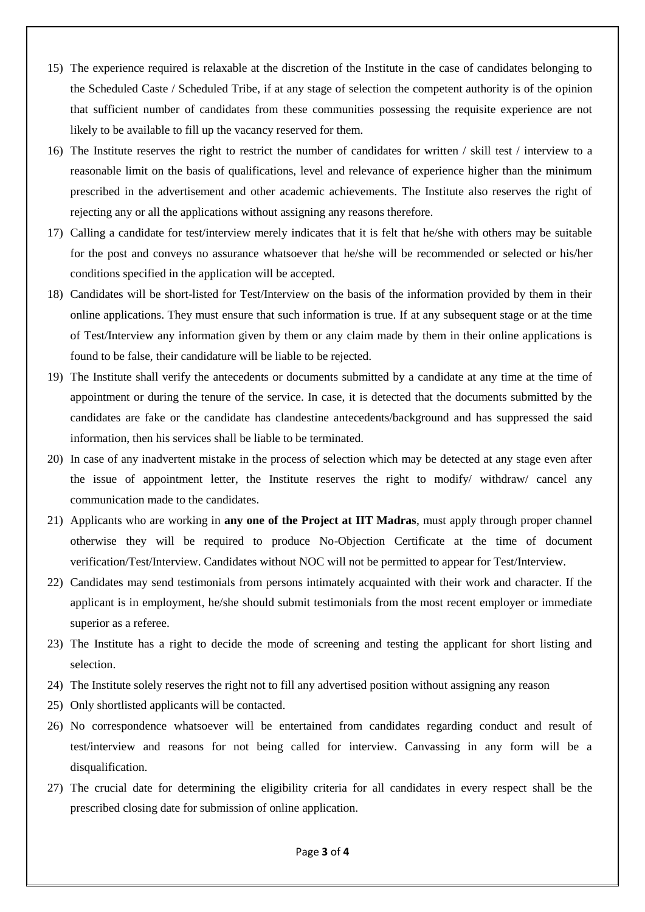15) The experience required is relaxable at the discretion of the Institute in the case of candidates belonging to the Scheduled Caste / Scheduled Tribe, if at any stage of selection the competent authority is of the opinion that sufficient number of candidates from these communities possessing the requisite experience are not likely to be available to fill up the vacancy reserved for them.
16) The Institute reserves the right to restrict the number of candidates for written / skill test / interview to a reasonable limit on the basis of qualifications, level and relevance of experience higher than the minimum prescribed in the advertisement and other academic achievements. The Institute also reserves the right of rejecting any or all the applications without assigning any reasons therefore.
17) Calling a candidate for test/interview merely indicates that it is felt that he/she with others may be suitable for the post and conveys no assurance whatsoever that he/she will be recommended or selected or his/her conditions specified in the application will be accepted.
18) Candidates will be short-listed for Test/Interview on the basis of the information provided by them in their online applications. They must ensure that such information is true. If at any subsequent stage or at the time of Test/Interview any information given by them or any claim made by them in their online applications is found to be false, their candidature will be liable to be rejected.
19) The Institute shall verify the antecedents or documents submitted by a candidate at any time at the time of appointment or during the tenure of the service. In case, it is detected that the documents submitted by the candidates are fake or the candidate has clandestine antecedents/background and has suppressed the said information, then his services shall be liable to be terminated.
20) In case of any inadvertent mistake in the process of selection which may be detected at any stage even after the issue of appointment letter, the Institute reserves the right to modify/ withdraw/ cancel any communication made to the candidates.
21) Applicants who are working in **any one of the Project at IIT Madras**, must apply through proper channel otherwise they will be required to produce No-Objection Certificate at the time of document verification/Test/Interview. Candidates without NOC will not be permitted to appear for Test/Interview.
22) Candidates may send testimonials from persons intimately acquainted with their work and character. If the applicant is in employment, he/she should submit testimonials from the most recent employer or immediate superior as a referee.
23) The Institute has a right to decide the mode of screening and testing the applicant for short listing and selection.
24) The Institute solely reserves the right not to fill any advertised position without assigning any reason
25) Only shortlisted applicants will be contacted.
26) No correspondence whatsoever will be entertained from candidates regarding conduct and result of test/interview and reasons for not being called for interview. Canvassing in any form will be a disqualification.
27) The crucial date for determining the eligibility criteria for all candidates in every respect shall be the prescribed closing date for submission of online application.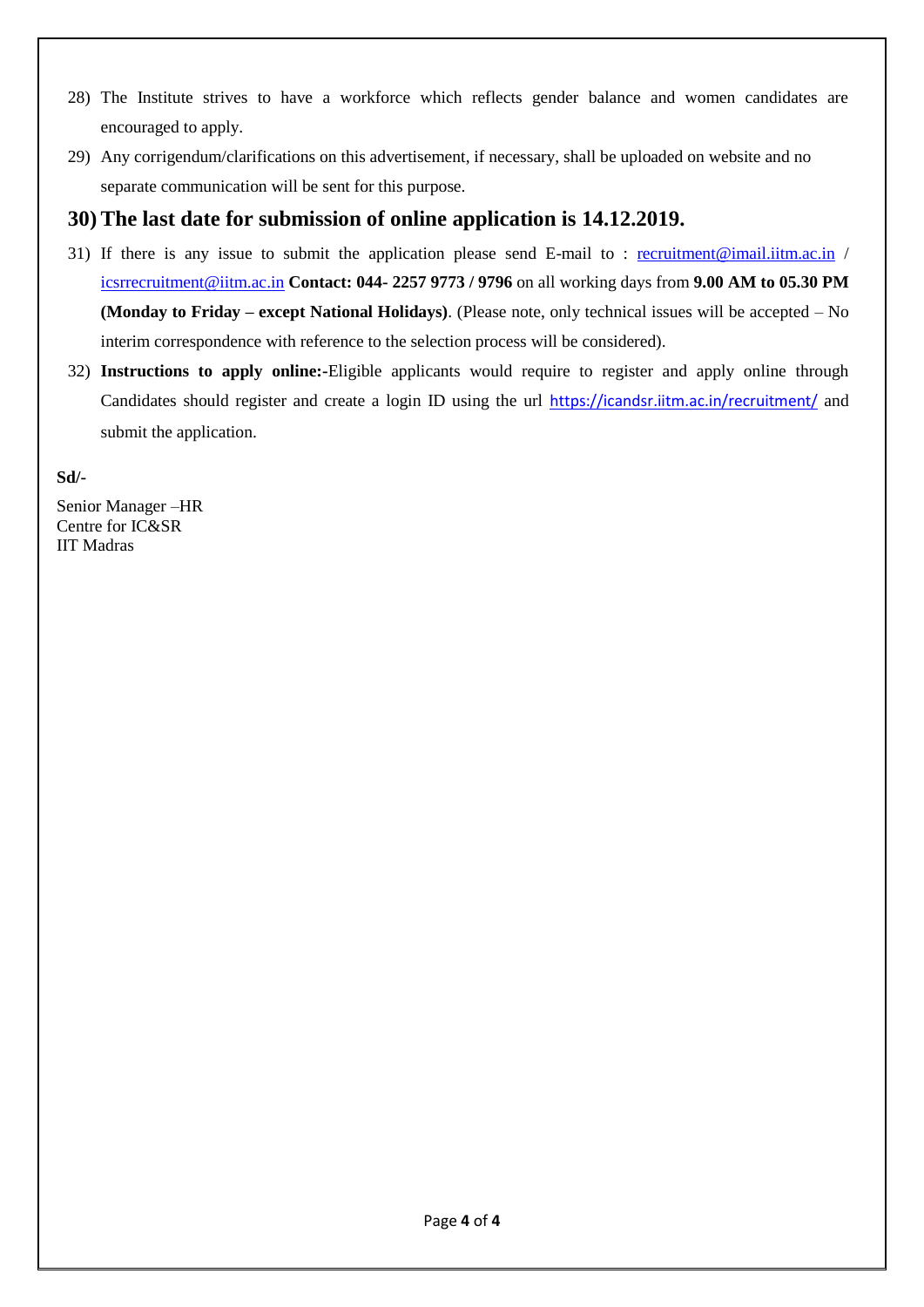28) The Institute strives to have a workforce which reflects gender balance and women candidates are encouraged to apply.

29) Any corrigendum/clarifications on this advertisement, if necessary, shall be uploaded on website and no separate communication will be sent for this purpose.

## 30) The last date for submission of online application is 14.12.2019.

31) If there is any issue to submit the application please send E-mail to : recruitment@imail.iitm.ac.in / icsrrecruitment@iitm.ac.in **Contact: 044- 2257 9773 / 9796** on all working days from **9.00 AM to 05.30 PM (Monday to Friday – except National Holidays)**. (Please note, only technical issues will be accepted – No interim correspondence with reference to the selection process will be considered).

32) **Instructions to apply online:-**Eligible applicants would require to register and apply online through Candidates should register and create a login ID using the url https://icandsr.iitm.ac.in/recruitment/ and submit the application.

**Sd/-**

Senior Manager –HR
Centre for IC&SR
IIT Madras